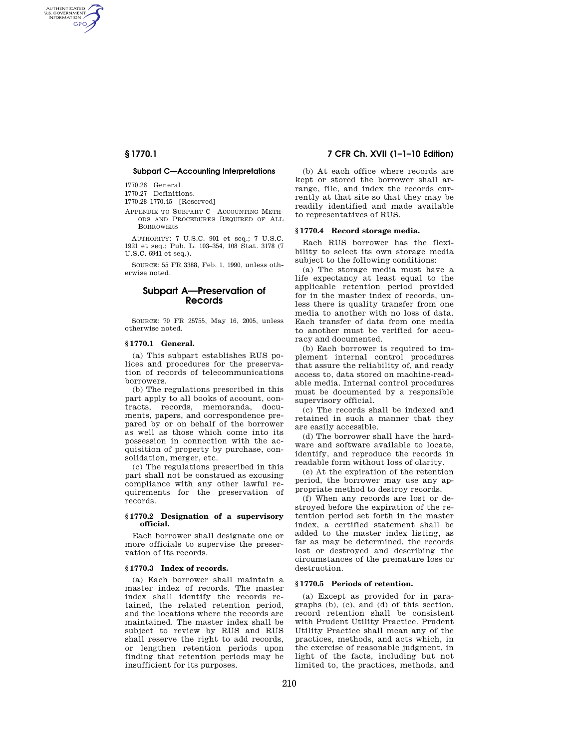### Subpart C—Accounting Interpretations

1770.26 General.
1770.27 Definitions.
1770.28–1770.45 [Reserved]

APPENDIX TO SUBPART C—ACCOUNTING METHODS AND PROCEDURES REQUIRED OF ALL BORROWERS

AUTHORITY: 7 U.S.C. 901 et seq.; 7 U.S.C. 1921 et seq.; Pub. L. 103–354, 108 Stat. 3178 (7 U.S.C. 6941 et seq.).

SOURCE: 55 FR 3388, Feb. 1, 1990, unless otherwise noted.

## Subpart A—Preservation of Records

SOURCE: 70 FR 25755, May 16, 2005, unless otherwise noted.

### § 1770.1 General.

(a) This subpart establishes RUS polices and procedures for the preservation of records of telecommunications borrowers.

(b) The regulations prescribed in this part apply to all books of account, contracts, records, memoranda, documents, papers, and correspondence prepared by or on behalf of the borrower as well as those which come into its possession in connection with the acquisition of property by purchase, consolidation, merger, etc.

(c) The regulations prescribed in this part shall not be construed as excusing compliance with any other lawful requirements for the preservation of records.

### § 1770.2 Designation of a supervisory official.

Each borrower shall designate one or more officials to supervise the preservation of its records.

### § 1770.3 Index of records.

(a) Each borrower shall maintain a master index of records. The master index shall identify the records retained, the related retention period, and the locations where the records are maintained. The master index shall be subject to review by RUS and RUS shall reserve the right to add records, or lengthen retention periods upon finding that retention periods may be insufficient for its purposes.

(b) At each office where records are kept or stored the borrower shall arrange, file, and index the records currently at that site so that they may be readily identified and made available to representatives of RUS.

### § 1770.4 Record storage media.

Each RUS borrower has the flexibility to select its own storage media subject to the following conditions:

(a) The storage media must have a life expectancy at least equal to the applicable retention period provided for in the master index of records, unless there is quality transfer from one media to another with no loss of data. Each transfer of data from one media to another must be verified for accuracy and documented.

(b) Each borrower is required to implement internal control procedures that assure the reliability of, and ready access to, data stored on machine-readable media. Internal control procedures must be documented by a responsible supervisory official.

(c) The records shall be indexed and retained in such a manner that they are easily accessible.

(d) The borrower shall have the hardware and software available to locate, identify, and reproduce the records in readable form without loss of clarity.

(e) At the expiration of the retention period, the borrower may use any appropriate method to destroy records.

(f) When any records are lost or destroyed before the expiration of the retention period set forth in the master index, a certified statement shall be added to the master index listing, as far as may be determined, the records lost or destroyed and describing the circumstances of the premature loss or destruction.

### § 1770.5 Periods of retention.

(a) Except as provided for in paragraphs (b), (c), and (d) of this section, record retention shall be consistent with Prudent Utility Practice. Prudent Utility Practice shall mean any of the practices, methods, and acts which, in the exercise of reasonable judgment, in light of the facts, including but not limited to, the practices, methods, and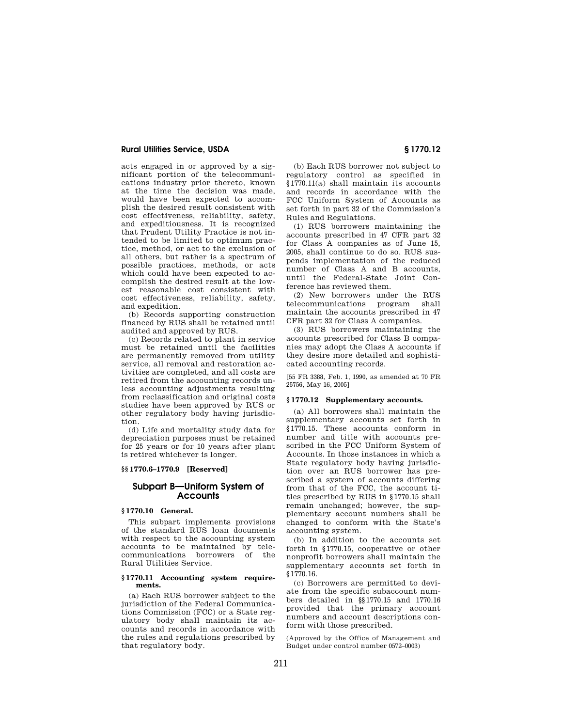acts engaged in or approved by a significant portion of the telecommunications industry prior thereto, known at the time the decision was made, would have been expected to accomplish the desired result consistent with cost effectiveness, reliability, safety, and expeditiousness. It is recognized that Prudent Utility Practice is not intended to be limited to optimum practice, method, or act to the exclusion of all others, but rather is a spectrum of possible practices, methods, or acts which could have been expected to accomplish the desired result at the lowest reasonable cost consistent with cost effectiveness, reliability, safety, and expedition.

(b) Records supporting construction financed by RUS shall be retained until audited and approved by RUS.

(c) Records related to plant in service must be retained until the facilities are permanently removed from utility service, all removal and restoration activities are completed, and all costs are retired from the accounting records unless accounting adjustments resulting from reclassification and original costs studies have been approved by RUS or other regulatory body having jurisdiction.

(d) Life and mortality study data for depreciation purposes must be retained for 25 years or for 10 years after plant is retired whichever is longer.

### §§ 1770.6–1770.9 [Reserved]

## Subpart B—Uniform System of Accounts

### § 1770.10 General.

This subpart implements provisions of the standard RUS loan documents with respect to the accounting system accounts to be maintained by telecommunications borrowers of the Rural Utilities Service.

### § 1770.11 Accounting system requirements.

(a) Each RUS borrower subject to the jurisdiction of the Federal Communications Commission (FCC) or a State regulatory body shall maintain its accounts and records in accordance with the rules and regulations prescribed by that regulatory body.

(b) Each RUS borrower not subject to regulatory control as specified in §1770.11(a) shall maintain its accounts and records in accordance with the FCC Uniform System of Accounts as set forth in part 32 of the Commission's Rules and Regulations.

(1) RUS borrowers maintaining the accounts prescribed in 47 CFR part 32 for Class A companies as of June 15, 2005, shall continue to do so. RUS suspends implementation of the reduced number of Class A and B accounts, until the Federal-State Joint Conference has reviewed them.

(2) New borrowers under the RUS telecommunications program shall maintain the accounts prescribed in 47 CFR part 32 for Class A companies.

(3) RUS borrowers maintaining the accounts prescribed for Class B companies may adopt the Class A accounts if they desire more detailed and sophisticated accounting records.

[55 FR 3388, Feb. 1, 1990, as amended at 70 FR 25756, May 16, 2005]

### § 1770.12 Supplementary accounts.

(a) All borrowers shall maintain the supplementary accounts set forth in §1770.15. These accounts conform in number and title with accounts prescribed in the FCC Uniform System of Accounts. In those instances in which a State regulatory body having jurisdiction over an RUS borrower has prescribed a system of accounts differing from that of the FCC, the account titles prescribed by RUS in §1770.15 shall remain unchanged; however, the supplementary account numbers shall be changed to conform with the State's accounting system.

(b) In addition to the accounts set forth in §1770.15, cooperative or other nonprofit borrowers shall maintain the supplementary accounts set forth in §1770.16.

(c) Borrowers are permitted to deviate from the specific subaccount numbers detailed in §§1770.15 and 1770.16 provided that the primary account numbers and account descriptions conform with those prescribed.

(Approved by the Office of Management and Budget under control number 0572–0003)